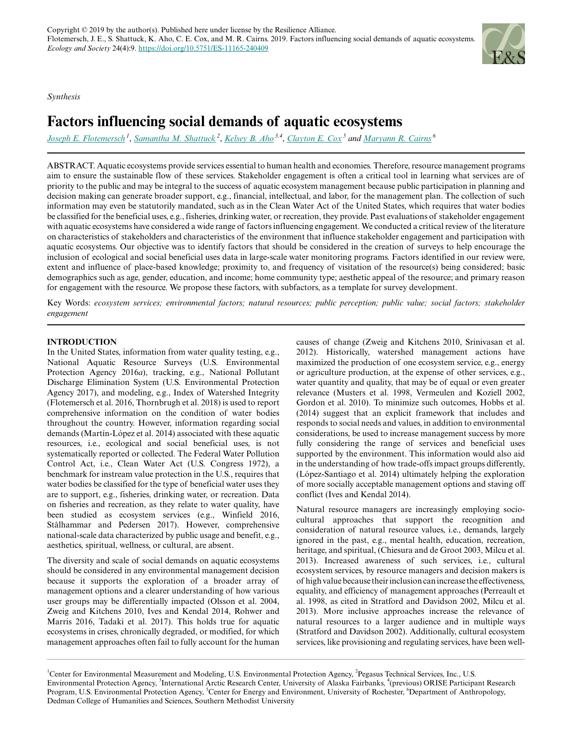Copyright © 2019 by the author(s). Published here under license by the Resilience Alliance.
Flotemersch, J. E., S. Shattuck, K. Aho, C. E. Cox, and M. R. Cairns. 2019. Factors influencing social demands of aquatic ecosystems. *Ecology and Society* 24(4):9. https://doi.org/10.5751/ES-11165-240409

*Synthesis*

# Factors influencing social demands of aquatic ecosystems

*Joseph E. Flotemersch*[1], *Samantha M. Shattuck*[2], *Kelsey B. Aho*[3,4], *Clayton E. Cox*[5] and *Maryann R. Cairns*[6]

ABSTRACT. Aquatic ecosystems provide services essential to human health and economies. Therefore, resource management programs aim to ensure the sustainable flow of these services. Stakeholder engagement is often a critical tool in learning what services are of priority to the public and may be integral to the success of aquatic ecosystem management because public participation in planning and decision making can generate broader support, e.g., financial, intellectual, and labor, for the management plan. The collection of such information may even be statutorily mandated, such as in the Clean Water Act of the United States, which requires that water bodies be classified for the beneficial uses, e.g., fisheries, drinking water, or recreation, they provide. Past evaluations of stakeholder engagement with aquatic ecosystems have considered a wide range of factors influencing engagement. We conducted a critical review of the literature on characteristics of stakeholders and characteristics of the environment that influence stakeholder engagement and participation with aquatic ecosystems. Our objective was to identify factors that should be considered in the creation of surveys to help encourage the inclusion of ecological and social beneficial uses data in large-scale water monitoring programs. Factors identified in our review were, extent and influence of place-based knowledge; proximity to, and frequency of visitation of the resource(s) being considered; basic demographics such as age, gender, education, and income; home community type; aesthetic appeal of the resource; and primary reason for engagement with the resource. We propose these factors, with subfactors, as a template for survey development.

Key Words: *ecosystem services; environmental factors; natural resources; public perception; public value; social factors; stakeholder engagement*

## INTRODUCTION

In the United States, information from water quality testing, e.g., National Aquatic Resource Surveys (U.S. Environmental Protection Agency 2016*a*), tracking, e.g., National Pollutant Discharge Elimination System (U.S. Environmental Protection Agency 2017), and modeling, e.g., Index of Watershed Integrity (Flotemersch et al. 2016, Thornbrugh et al. 2018) is used to report comprehensive information on the condition of water bodies throughout the country. However, information regarding social demands (Martín-López et al. 2014) associated with these aquatic resources, i.e., ecological and social beneficial uses, is not systematically reported or collected. The Federal Water Pollution Control Act, i.e., Clean Water Act (U.S. Congress 1972), a benchmark for instream value protection in the U.S., requires that water bodies be classified for the type of beneficial water uses they are to support, e.g., fisheries, drinking water, or recreation. Data on fisheries and recreation, as they relate to water quality, have been studied as ecosystem services (e.g., Winfield 2016, Stålhammar and Pedersen 2017). However, comprehensive national-scale data characterized by public usage and benefit, e.g., aesthetics, spiritual, wellness, or cultural, are absent.

The diversity and scale of social demands on aquatic ecosystems should be considered in any environmental management decision because it supports the exploration of a broader array of management options and a clearer understanding of how various user groups may be differentially impacted (Olsson et al. 2004, Zweig and Kitchens 2010, Ives and Kendal 2014, Rohwer and Marris 2016, Tadaki et al. 2017). This holds true for aquatic ecosystems in crises, chronically degraded, or modified, for which management approaches often fail to fully account for the human causes of change (Zweig and Kitchens 2010, Srinivasan et al. 2012). Historically, watershed management actions have maximized the production of one ecosystem service, e.g., energy or agriculture production, at the expense of other services, e.g., water quantity and quality, that may be of equal or even greater relevance (Musters et al. 1998, Vermeulen and Koziell 2002, Gordon et al. 2010). To minimize such outcomes, Hobbs et al. (2014) suggest that an explicit framework that includes and responds to social needs and values, in addition to environmental considerations, be used to increase management success by more fully considering the range of services and beneficial uses supported by the environment. This information would also aid in the understanding of how trade-offs impact groups differently, (López-Santiago et al. 2014) ultimately helping the exploration of more socially acceptable management options and staving off conflict (Ives and Kendal 2014).

Natural resource managers are increasingly employing socio-cultural approaches that support the recognition and consideration of natural resource values, i.e., demands, largely ignored in the past, e.g., mental health, education, recreation, heritage, and spiritual, (Chiesura and de Groot 2003, Milcu et al. 2013). Increased awareness of such services, i.e., cultural ecosystem services, by resource managers and decision makers is of high value because their inclusion can increase the effectiveness, equality, and efficiency of management approaches (Perreault et al. 1998, as cited in Stratford and Davidson 2002, Milcu et al. 2013). More inclusive approaches increase the relevance of natural resources to a larger audience and in multiple ways (Stratford and Davidson 2002). Additionally, cultural ecosystem services, like provisioning and regulating services, have been well-

[1]Center for Environmental Measurement and Modeling, U.S. Environmental Protection Agency, [2]Pegasus Technical Services, Inc., U.S. Environmental Protection Agency, [3]International Arctic Research Center, University of Alaska Fairbanks, [4](previous) ORISE Participant Research Program, U.S. Environmental Protection Agency, [5]Center for Energy and Environment, University of Rochester, [6]Department of Anthropology, Dedman College of Humanities and Sciences, Southern Methodist University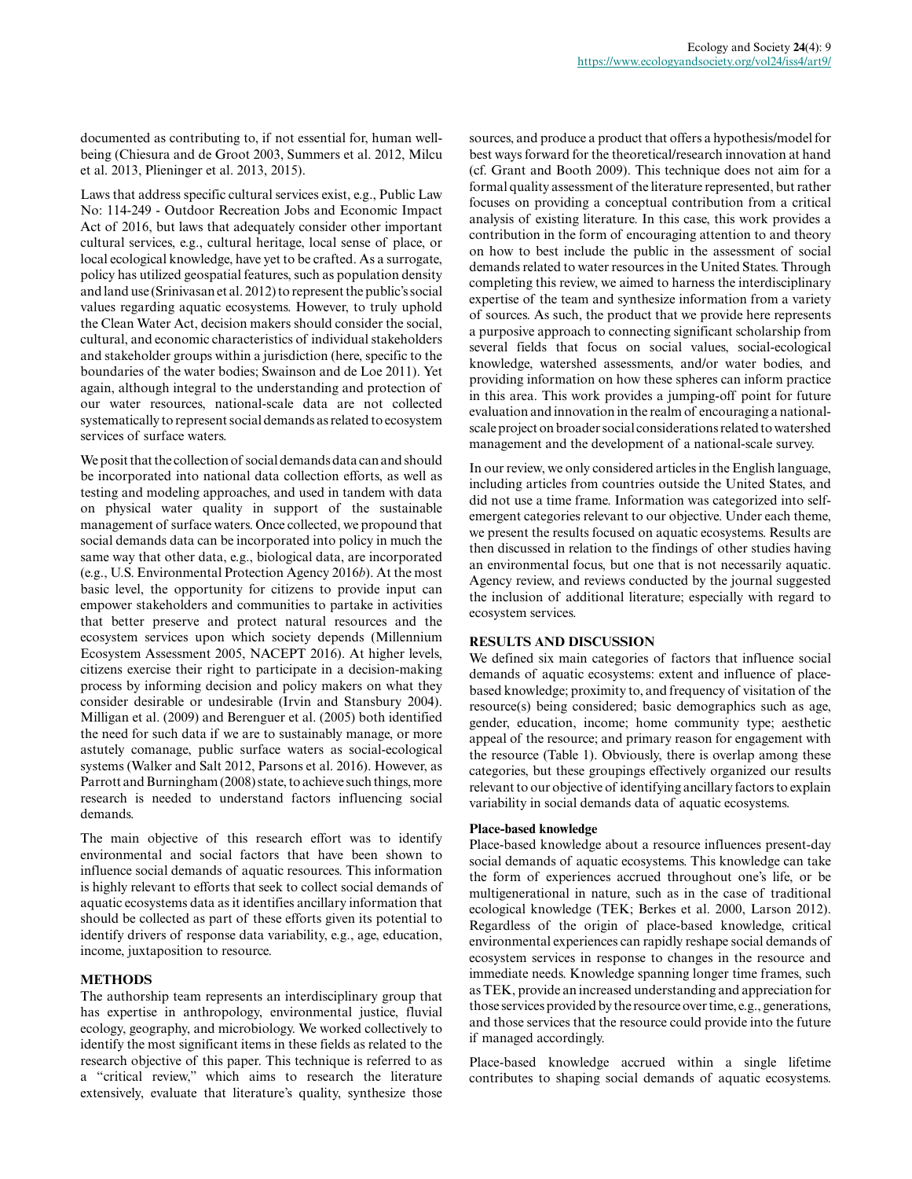documented as contributing to, if not essential for, human well-being (Chiesura and de Groot 2003, Summers et al. 2012, Milcu et al. 2013, Plieninger et al. 2013, 2015).

Laws that address specific cultural services exist, e.g., Public Law No: 114-249 - Outdoor Recreation Jobs and Economic Impact Act of 2016, but laws that adequately consider other important cultural services, e.g., cultural heritage, local sense of place, or local ecological knowledge, have yet to be crafted. As a surrogate, policy has utilized geospatial features, such as population density and land use (Srinivasan et al. 2012) to represent the public's social values regarding aquatic ecosystems. However, to truly uphold the Clean Water Act, decision makers should consider the social, cultural, and economic characteristics of individual stakeholders and stakeholder groups within a jurisdiction (here, specific to the boundaries of the water bodies; Swainson and de Loe 2011). Yet again, although integral to the understanding and protection of our water resources, national-scale data are not collected systematically to represent social demands as related to ecosystem services of surface waters.

We posit that the collection of social demands data can and should be incorporated into national data collection efforts, as well as testing and modeling approaches, and used in tandem with data on physical water quality in support of the sustainable management of surface waters. Once collected, we propound that social demands data can be incorporated into policy in much the same way that other data, e.g., biological data, are incorporated (e.g., U.S. Environmental Protection Agency 2016*b*). At the most basic level, the opportunity for citizens to provide input can empower stakeholders and communities to partake in activities that better preserve and protect natural resources and the ecosystem services upon which society depends (Millennium Ecosystem Assessment 2005, NACEPT 2016). At higher levels, citizens exercise their right to participate in a decision-making process by informing decision and policy makers on what they consider desirable or undesirable (Irvin and Stansbury 2004). Milligan et al. (2009) and Berenguer et al. (2005) both identified the need for such data if we are to sustainably manage, or more astutely comanage, public surface waters as social-ecological systems (Walker and Salt 2012, Parsons et al. 2016). However, as Parrott and Burningham (2008) state, to achieve such things, more research is needed to understand factors influencing social demands.

The main objective of this research effort was to identify environmental and social factors that have been shown to influence social demands of aquatic resources. This information is highly relevant to efforts that seek to collect social demands of aquatic ecosystems data as it identifies ancillary information that should be collected as part of these efforts given its potential to identify drivers of response data variability, e.g., age, education, income, juxtaposition to resource.

## METHODS

The authorship team represents an interdisciplinary group that has expertise in anthropology, environmental justice, fluvial ecology, geography, and microbiology. We worked collectively to identify the most significant items in these fields as related to the research objective of this paper. This technique is referred to as a "critical review," which aims to research the literature extensively, evaluate that literature's quality, synthesize those sources, and produce a product that offers a hypothesis/model for best ways forward for the theoretical/research innovation at hand (cf. Grant and Booth 2009). This technique does not aim for a formal quality assessment of the literature represented, but rather focuses on providing a conceptual contribution from a critical analysis of existing literature. In this case, this work provides a contribution in the form of encouraging attention to and theory on how to best include the public in the assessment of social demands related to water resources in the United States. Through completing this review, we aimed to harness the interdisciplinary expertise of the team and synthesize information from a variety of sources. As such, the product that we provide here represents a purposive approach to connecting significant scholarship from several fields that focus on social values, social-ecological knowledge, watershed assessments, and/or water bodies, and providing information on how these spheres can inform practice in this area. This work provides a jumping-off point for future evaluation and innovation in the realm of encouraging a national-scale project on broader social considerations related to watershed management and the development of a national-scale survey.

In our review, we only considered articles in the English language, including articles from countries outside the United States, and did not use a time frame. Information was categorized into self-emergent categories relevant to our objective. Under each theme, we present the results focused on aquatic ecosystems. Results are then discussed in relation to the findings of other studies having an environmental focus, but one that is not necessarily aquatic. Agency review, and reviews conducted by the journal suggested the inclusion of additional literature; especially with regard to ecosystem services.

## RESULTS AND DISCUSSION

We defined six main categories of factors that influence social demands of aquatic ecosystems: extent and influence of place-based knowledge; proximity to, and frequency of visitation of the resource(s) being considered; basic demographics such as age, gender, education, income; home community type; aesthetic appeal of the resource; and primary reason for engagement with the resource (Table 1). Obviously, there is overlap among these categories, but these groupings effectively organized our results relevant to our objective of identifying ancillary factors to explain variability in social demands data of aquatic ecosystems.

### Place-based knowledge

Place-based knowledge about a resource influences present-day social demands of aquatic ecosystems. This knowledge can take the form of experiences accrued throughout one's life, or be multigenerational in nature, such as in the case of traditional ecological knowledge (TEK; Berkes et al. 2000, Larson 2012). Regardless of the origin of place-based knowledge, critical environmental experiences can rapidly reshape social demands of ecosystem services in response to changes in the resource and immediate needs. Knowledge spanning longer time frames, such as TEK, provide an increased understanding and appreciation for those services provided by the resource over time, e.g., generations, and those services that the resource could provide into the future if managed accordingly.

Place-based knowledge accrued within a single lifetime contributes to shaping social demands of aquatic ecosystems.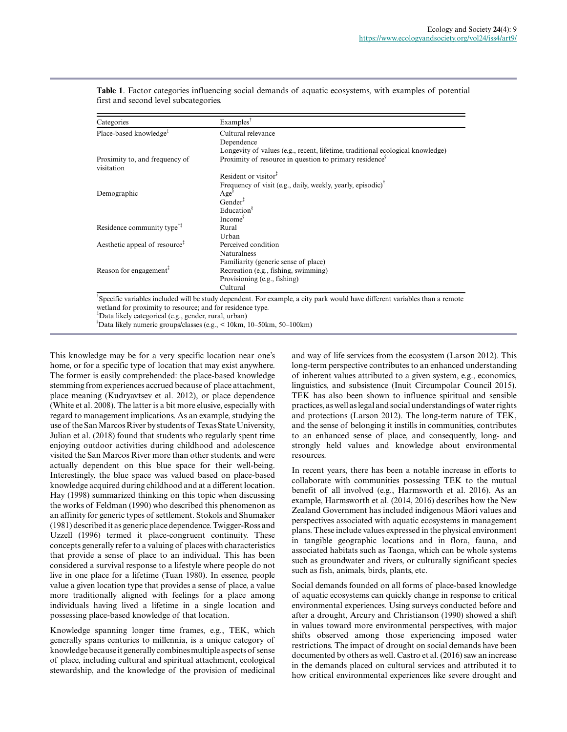**Table 1**. Factor categories influencing social demands of aquatic ecosystems, with examples of potential first and second level subcategories.

| Categories | Examples[†] |
|---|---|
| Place-based knowledge[‡] | Cultural relevance |
| | Dependence |
| | Longevity of values (e.g., recent, lifetime, traditional ecological knowledge) |
| Proximity to, and frequency of visitation | Proximity of resource in question to primary residence[§] |
| | Resident or visitor[‡] |
| | Frequency of visit (e.g., daily, weekly, yearly, episodic)[†] |
| Demographic | Age[§] |
| | Gender[‡] |
| | Education[§] |
| | Income[§] |
| Residence community type[†‡] | Rural |
| | Urban |
| Aesthetic appeal of resource[‡] | Perceived condition |
| | Naturalness |
| | Familiarity (generic sense of place) |
| Reason for engagement[‡] | Recreation (e.g., fishing, swimming) |
| | Provisioning (e.g., fishing) |
| | Cultural |

[†]Specific variables included will be study dependent. For example, a city park would have different variables than a remote wetland for proximity to resource; and for residence type.
[‡]Data likely categorical (e.g., gender, rural, urban)
[§]Data likely numeric groups/classes (e.g., < 10km, 10–50km, 50–100km)

This knowledge may be for a very specific location near one's home, or for a specific type of location that may exist anywhere. The former is easily comprehended: the place-based knowledge stemming from experiences accrued because of place attachment, place meaning (Kudryavtsev et al. 2012), or place dependence (White et al. 2008). The latter is a bit more elusive, especially with regard to management implications. As an example, studying the use of the San Marcos River by students of Texas State University, Julian et al. (2018) found that students who regularly spent time enjoying outdoor activities during childhood and adolescence visited the San Marcos River more than other students, and were actually dependent on this blue space for their well-being. Interestingly, the blue space was valued based on place-based knowledge acquired during childhood and at a different location. Hay (1998) summarized thinking on this topic when discussing the works of Feldman (1990) who described this phenomenon as an affinity for generic types of settlement. Stokols and Shumaker (1981) described it as generic place dependence. Twigger-Ross and Uzzell (1996) termed it place-congruent continuity. These concepts generally refer to a valuing of places with characteristics that provide a sense of place to an individual. This has been considered a survival response to a lifestyle where people do not live in one place for a lifetime (Tuan 1980). In essence, people value a given location type that provides a sense of place, a value more traditionally aligned with feelings for a place among individuals having lived a lifetime in a single location and possessing place-based knowledge of that location.

Knowledge spanning longer time frames, e.g., TEK, which generally spans centuries to millennia, is a unique category of knowledge because it generally combines multiple aspects of sense of place, including cultural and spiritual attachment, ecological stewardship, and the knowledge of the provision of medicinal and way of life services from the ecosystem (Larson 2012). This long-term perspective contributes to an enhanced understanding of inherent values attributed to a given system, e.g., economics, linguistics, and subsistence (Inuit Circumpolar Council 2015). TEK has also been shown to influence spiritual and sensible practices, as well as legal and social understandings of water rights and protections (Larson 2012). The long-term nature of TEK, and the sense of belonging it instills in communities, contributes to an enhanced sense of place, and consequently, long- and strongly held values and knowledge about environmental resources.

In recent years, there has been a notable increase in efforts to collaborate with communities possessing TEK to the mutual benefit of all involved (e.g., Harmsworth et al. 2016). As an example, Harmsworth et al. (2014, 2016) describes how the New Zealand Government has included indigenous Māori values and perspectives associated with aquatic ecosystems in management plans. These include values expressed in the physical environment in tangible geographic locations and in flora, fauna, and associated habitats such as Taonga, which can be whole systems such as groundwater and rivers, or culturally significant species such as fish, animals, birds, plants, etc.

Social demands founded on all forms of place-based knowledge of aquatic ecosystems can quickly change in response to critical environmental experiences. Using surveys conducted before and after a drought, Arcury and Christianson (1990) showed a shift in values toward more environmental perspectives, with major shifts observed among those experiencing imposed water restrictions. The impact of drought on social demands have been documented by others as well. Castro et al. (2016) saw an increase in the demands placed on cultural services and attributed it to how critical environmental experiences like severe drought and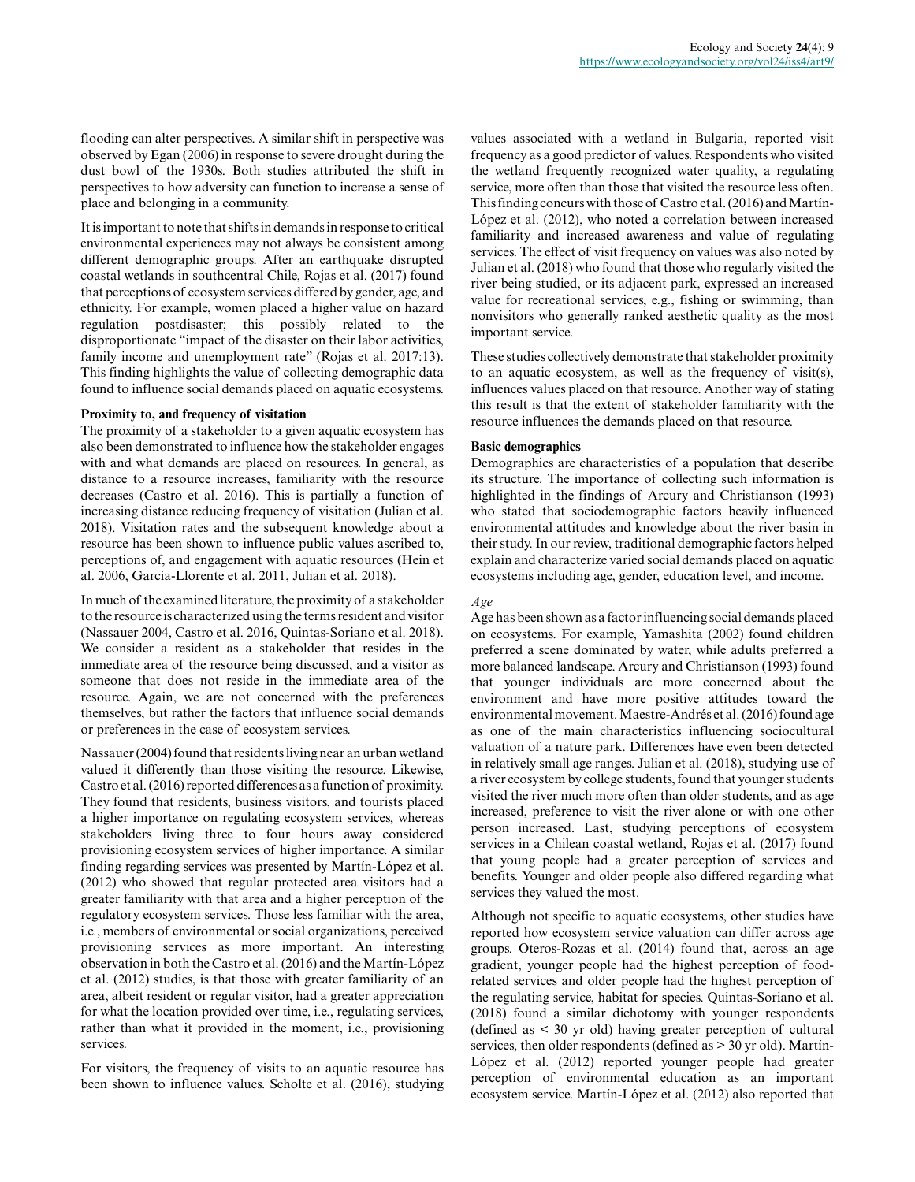flooding can alter perspectives. A similar shift in perspective was observed by Egan (2006) in response to severe drought during the dust bowl of the 1930s. Both studies attributed the shift in perspectives to how adversity can function to increase a sense of place and belonging in a community.

It is important to note that shifts in demands in response to critical environmental experiences may not always be consistent among different demographic groups. After an earthquake disrupted coastal wetlands in southcentral Chile, Rojas et al. (2017) found that perceptions of ecosystem services differed by gender, age, and ethnicity. For example, women placed a higher value on hazard regulation postdisaster; this possibly related to the disproportionate "impact of the disaster on their labor activities, family income and unemployment rate" (Rojas et al. 2017:13). This finding highlights the value of collecting demographic data found to influence social demands placed on aquatic ecosystems.

**Proximity to, and frequency of visitation**

The proximity of a stakeholder to a given aquatic ecosystem has also been demonstrated to influence how the stakeholder engages with and what demands are placed on resources. In general, as distance to a resource increases, familiarity with the resource decreases (Castro et al. 2016). This is partially a function of increasing distance reducing frequency of visitation (Julian et al. 2018). Visitation rates and the subsequent knowledge about a resource has been shown to influence public values ascribed to, perceptions of, and engagement with aquatic resources (Hein et al. 2006, García-Llorente et al. 2011, Julian et al. 2018).

In much of the examined literature, the proximity of a stakeholder to the resource is characterized using the terms resident and visitor (Nassauer 2004, Castro et al. 2016, Quintas-Soriano et al. 2018). We consider a resident as a stakeholder that resides in the immediate area of the resource being discussed, and a visitor as someone that does not reside in the immediate area of the resource. Again, we are not concerned with the preferences themselves, but rather the factors that influence social demands or preferences in the case of ecosystem services.

Nassauer (2004) found that residents living near an urban wetland valued it differently than those visiting the resource. Likewise, Castro et al. (2016) reported differences as a function of proximity. They found that residents, business visitors, and tourists placed a higher importance on regulating ecosystem services, whereas stakeholders living three to four hours away considered provisioning ecosystem services of higher importance. A similar finding regarding services was presented by Martín-López et al. (2012) who showed that regular protected area visitors had a greater familiarity with that area and a higher perception of the regulatory ecosystem services. Those less familiar with the area, i.e., members of environmental or social organizations, perceived provisioning services as more important. An interesting observation in both the Castro et al. (2016) and the Martín-López et al. (2012) studies, is that those with greater familiarity of an area, albeit resident or regular visitor, had a greater appreciation for what the location provided over time, i.e., regulating services, rather than what it provided in the moment, i.e., provisioning services.

For visitors, the frequency of visits to an aquatic resource has been shown to influence values. Scholte et al. (2016), studying values associated with a wetland in Bulgaria, reported visit frequency as a good predictor of values. Respondents who visited the wetland frequently recognized water quality, a regulating service, more often than those that visited the resource less often. This finding concurs with those of Castro et al. (2016) and Martín-López et al. (2012), who noted a correlation between increased familiarity and increased awareness and value of regulating services. The effect of visit frequency on values was also noted by Julian et al. (2018) who found that those who regularly visited the river being studied, or its adjacent park, expressed an increased value for recreational services, e.g., fishing or swimming, than nonvisitors who generally ranked aesthetic quality as the most important service.

These studies collectively demonstrate that stakeholder proximity to an aquatic ecosystem, as well as the frequency of visit(s), influences values placed on that resource. Another way of stating this result is that the extent of stakeholder familiarity with the resource influences the demands placed on that resource.

**Basic demographics**

Demographics are characteristics of a population that describe its structure. The importance of collecting such information is highlighted in the findings of Arcury and Christianson (1993) who stated that sociodemographic factors heavily influenced environmental attitudes and knowledge about the river basin in their study. In our review, traditional demographic factors helped explain and characterize varied social demands placed on aquatic ecosystems including age, gender, education level, and income.

*Age*

Age has been shown as a factor influencing social demands placed on ecosystems. For example, Yamashita (2002) found children preferred a scene dominated by water, while adults preferred a more balanced landscape. Arcury and Christianson (1993) found that younger individuals are more concerned about the environment and have more positive attitudes toward the environmental movement. Maestre-Andrés et al. (2016) found age as one of the main characteristics influencing sociocultural valuation of a nature park. Differences have even been detected in relatively small age ranges. Julian et al. (2018), studying use of a river ecosystem by college students, found that younger students visited the river much more often than older students, and as age increased, preference to visit the river alone or with one other person increased. Last, studying perceptions of ecosystem services in a Chilean coastal wetland, Rojas et al. (2017) found that young people had a greater perception of services and benefits. Younger and older people also differed regarding what services they valued the most.

Although not specific to aquatic ecosystems, other studies have reported how ecosystem service valuation can differ across age groups. Oteros-Rozas et al. (2014) found that, across an age gradient, younger people had the highest perception of food-related services and older people had the highest perception of the regulating service, habitat for species. Quintas-Soriano et al. (2018) found a similar dichotomy with younger respondents (defined as < 30 yr old) having greater perception of cultural services, then older respondents (defined as > 30 yr old). Martín-López et al. (2012) reported younger people had greater perception of environmental education as an important ecosystem service. Martín-López et al. (2012) also reported that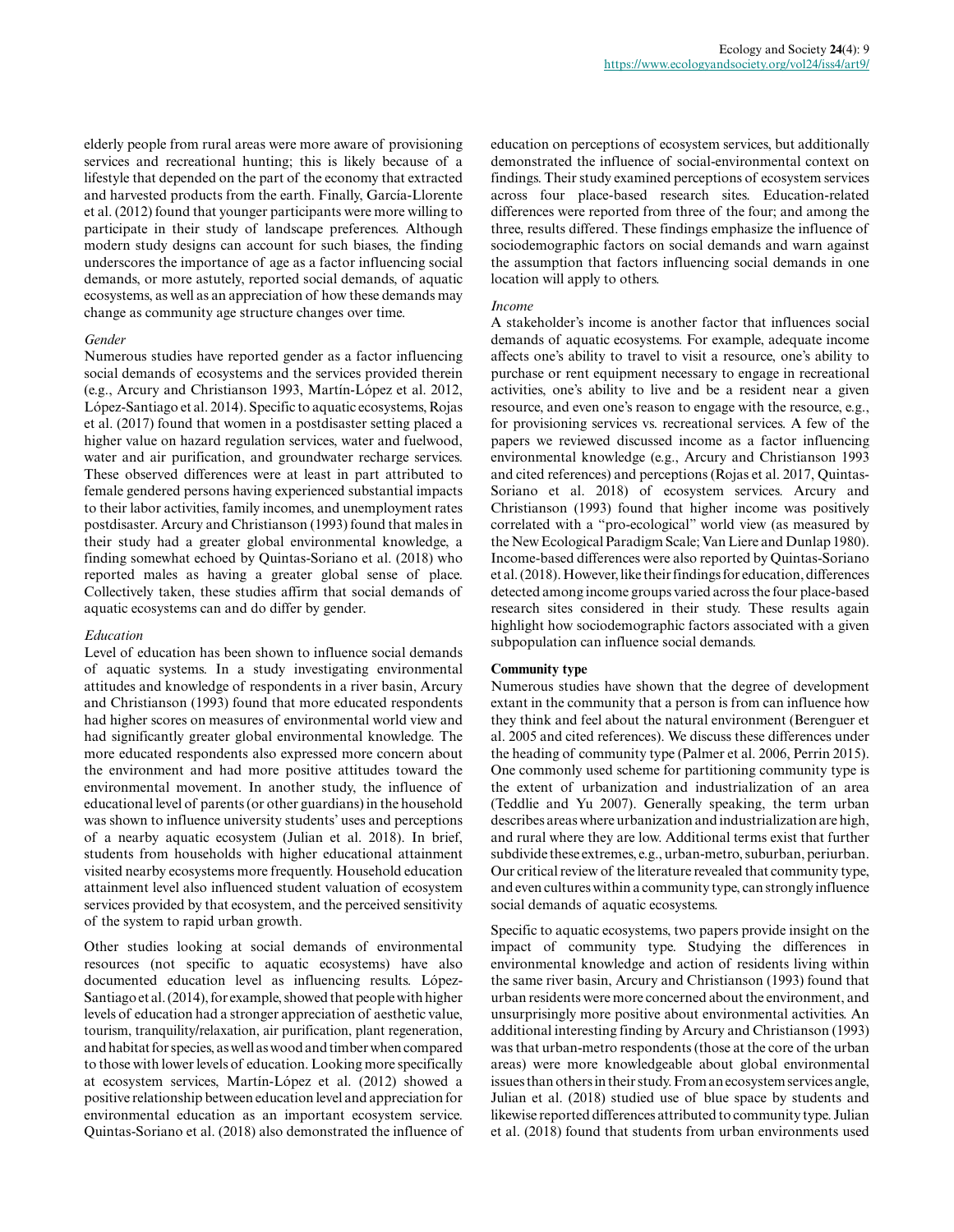elderly people from rural areas were more aware of provisioning services and recreational hunting; this is likely because of a lifestyle that depended on the part of the economy that extracted and harvested products from the earth. Finally, García-Llorente et al. (2012) found that younger participants were more willing to participate in their study of landscape preferences. Although modern study designs can account for such biases, the finding underscores the importance of age as a factor influencing social demands, or more astutely, reported social demands, of aquatic ecosystems, as well as an appreciation of how these demands may change as community age structure changes over time.

*Gender*

Numerous studies have reported gender as a factor influencing social demands of ecosystems and the services provided therein (e.g., Arcury and Christianson 1993, Martín-López et al. 2012, López-Santiago et al. 2014). Specific to aquatic ecosystems, Rojas et al. (2017) found that women in a postdisaster setting placed a higher value on hazard regulation services, water and fuelwood, water and air purification, and groundwater recharge services. These observed differences were at least in part attributed to female gendered persons having experienced substantial impacts to their labor activities, family incomes, and unemployment rates postdisaster. Arcury and Christianson (1993) found that males in their study had a greater global environmental knowledge, a finding somewhat echoed by Quintas-Soriano et al. (2018) who reported males as having a greater global sense of place. Collectively taken, these studies affirm that social demands of aquatic ecosystems can and do differ by gender.

*Education*

Level of education has been shown to influence social demands of aquatic systems. In a study investigating environmental attitudes and knowledge of respondents in a river basin, Arcury and Christianson (1993) found that more educated respondents had higher scores on measures of environmental world view and had significantly greater global environmental knowledge. The more educated respondents also expressed more concern about the environment and had more positive attitudes toward the environmental movement. In another study, the influence of educational level of parents (or other guardians) in the household was shown to influence university students' uses and perceptions of a nearby aquatic ecosystem (Julian et al. 2018). In brief, students from households with higher educational attainment visited nearby ecosystems more frequently. Household education attainment level also influenced student valuation of ecosystem services provided by that ecosystem, and the perceived sensitivity of the system to rapid urban growth.

Other studies looking at social demands of environmental resources (not specific to aquatic ecosystems) have also documented education level as influencing results. López-Santiago et al. (2014), for example, showed that people with higher levels of education had a stronger appreciation of aesthetic value, tourism, tranquility/relaxation, air purification, plant regeneration, and habitat for species, as well as wood and timber when compared to those with lower levels of education. Looking more specifically at ecosystem services, Martín-López et al. (2012) showed a positive relationship between education level and appreciation for environmental education as an important ecosystem service. Quintas-Soriano et al. (2018) also demonstrated the influence of education on perceptions of ecosystem services, but additionally demonstrated the influence of social-environmental context on findings. Their study examined perceptions of ecosystem services across four place-based research sites. Education-related differences were reported from three of the four; and among the three, results differed. These findings emphasize the influence of sociodemographic factors on social demands and warn against the assumption that factors influencing social demands in one location will apply to others.

*Income*

A stakeholder's income is another factor that influences social demands of aquatic ecosystems. For example, adequate income affects one's ability to travel to visit a resource, one's ability to purchase or rent equipment necessary to engage in recreational activities, one's ability to live and be a resident near a given resource, and even one's reason to engage with the resource, e.g., for provisioning services vs. recreational services. A few of the papers we reviewed discussed income as a factor influencing environmental knowledge (e.g., Arcury and Christianson 1993 and cited references) and perceptions (Rojas et al. 2017, Quintas-Soriano et al. 2018) of ecosystem services. Arcury and Christianson (1993) found that higher income was positively correlated with a "pro-ecological" world view (as measured by the New Ecological Paradigm Scale; Van Liere and Dunlap 1980). Income-based differences were also reported by Quintas-Soriano et al. (2018). However, like their findings for education, differences detected among income groups varied across the four place-based research sites considered in their study. These results again highlight how sociodemographic factors associated with a given subpopulation can influence social demands.

**Community type**

Numerous studies have shown that the degree of development extant in the community that a person is from can influence how they think and feel about the natural environment (Berenguer et al. 2005 and cited references). We discuss these differences under the heading of community type (Palmer et al. 2006, Perrin 2015). One commonly used scheme for partitioning community type is the extent of urbanization and industrialization of an area (Teddlie and Yu 2007). Generally speaking, the term urban describes areas where urbanization and industrialization are high, and rural where they are low. Additional terms exist that further subdivide these extremes, e.g., urban-metro, suburban, periurban. Our critical review of the literature revealed that community type, and even cultures within a community type, can strongly influence social demands of aquatic ecosystems.

Specific to aquatic ecosystems, two papers provide insight on the impact of community type. Studying the differences in environmental knowledge and action of residents living within the same river basin, Arcury and Christianson (1993) found that urban residents were more concerned about the environment, and unsurprisingly more positive about environmental activities. An additional interesting finding by Arcury and Christianson (1993) was that urban-metro respondents (those at the core of the urban areas) were more knowledgeable about global environmental issues than others in their study. From an ecosystem services angle, Julian et al. (2018) studied use of blue space by students and likewise reported differences attributed to community type. Julian et al. (2018) found that students from urban environments used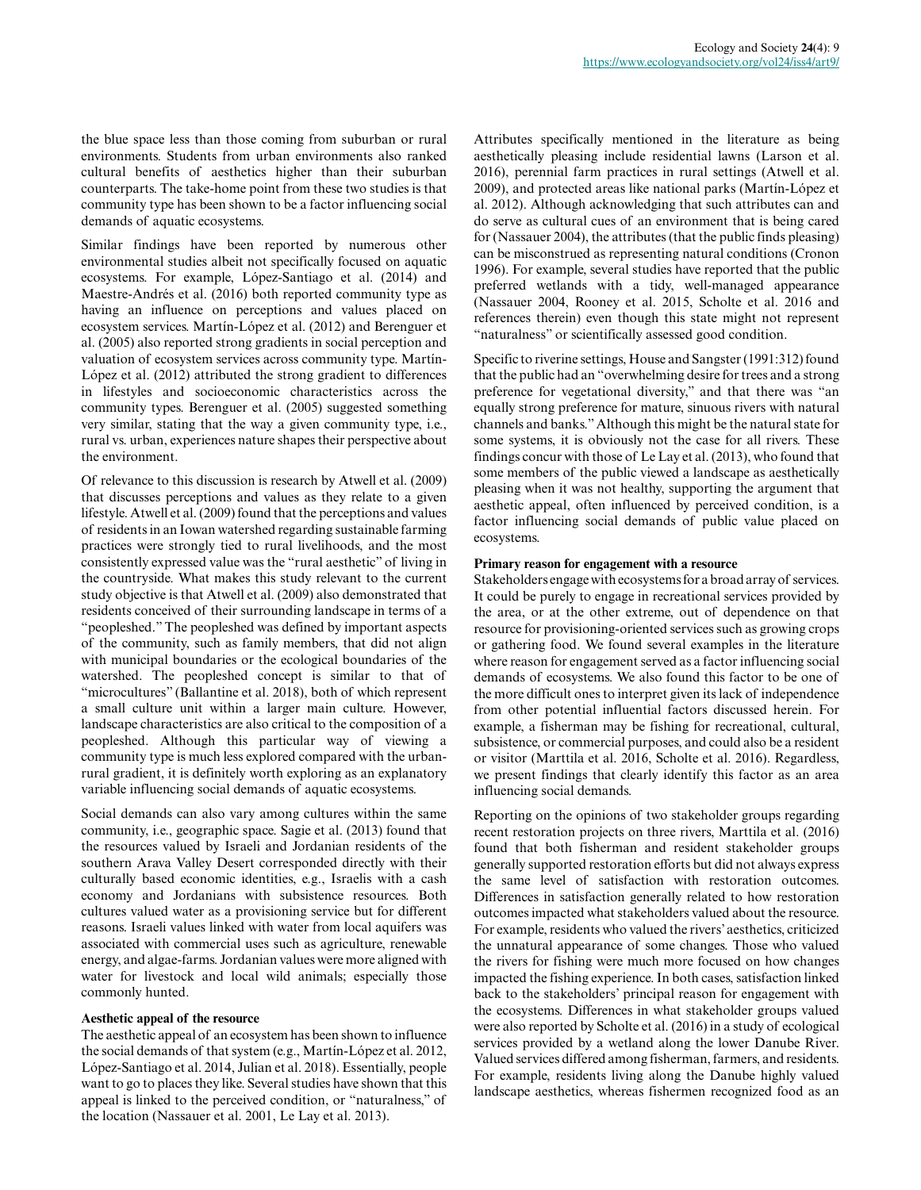the blue space less than those coming from suburban or rural environments. Students from urban environments also ranked cultural benefits of aesthetics higher than their suburban counterparts. The take-home point from these two studies is that community type has been shown to be a factor influencing social demands of aquatic ecosystems.

Similar findings have been reported by numerous other environmental studies albeit not specifically focused on aquatic ecosystems. For example, López-Santiago et al. (2014) and Maestre-Andrés et al. (2016) both reported community type as having an influence on perceptions and values placed on ecosystem services. Martín-López et al. (2012) and Berenguer et al. (2005) also reported strong gradients in social perception and valuation of ecosystem services across community type. Martín-López et al. (2012) attributed the strong gradient to differences in lifestyles and socioeconomic characteristics across the community types. Berenguer et al. (2005) suggested something very similar, stating that the way a given community type, i.e., rural vs. urban, experiences nature shapes their perspective about the environment.

Of relevance to this discussion is research by Atwell et al. (2009) that discusses perceptions and values as they relate to a given lifestyle. Atwell et al. (2009) found that the perceptions and values of residents in an Iowan watershed regarding sustainable farming practices were strongly tied to rural livelihoods, and the most consistently expressed value was the "rural aesthetic" of living in the countryside. What makes this study relevant to the current study objective is that Atwell et al. (2009) also demonstrated that residents conceived of their surrounding landscape in terms of a "peopleshed." The peopleshed was defined by important aspects of the community, such as family members, that did not align with municipal boundaries or the ecological boundaries of the watershed. The peopleshed concept is similar to that of "microcultures" (Ballantine et al. 2018), both of which represent a small culture unit within a larger main culture. However, landscape characteristics are also critical to the composition of a peopleshed. Although this particular way of viewing a community type is much less explored compared with the urban-rural gradient, it is definitely worth exploring as an explanatory variable influencing social demands of aquatic ecosystems.

Social demands can also vary among cultures within the same community, i.e., geographic space. Sagie et al. (2013) found that the resources valued by Israeli and Jordanian residents of the southern Arava Valley Desert corresponded directly with their culturally based economic identities, e.g., Israelis with a cash economy and Jordanians with subsistence resources. Both cultures valued water as a provisioning service but for different reasons. Israeli values linked with water from local aquifers was associated with commercial uses such as agriculture, renewable energy, and algae-farms. Jordanian values were more aligned with water for livestock and local wild animals; especially those commonly hunted.

### Aesthetic appeal of the resource

The aesthetic appeal of an ecosystem has been shown to influence the social demands of that system (e.g., Martín-López et al. 2012, López-Santiago et al. 2014, Julian et al. 2018). Essentially, people want to go to places they like. Several studies have shown that this appeal is linked to the perceived condition, or "naturalness," of the location (Nassauer et al. 2001, Le Lay et al. 2013).

Attributes specifically mentioned in the literature as being aesthetically pleasing include residential lawns (Larson et al. 2016), perennial farm practices in rural settings (Atwell et al. 2009), and protected areas like national parks (Martín-López et al. 2012). Although acknowledging that such attributes can and do serve as cultural cues of an environment that is being cared for (Nassauer 2004), the attributes (that the public finds pleasing) can be misconstrued as representing natural conditions (Cronon 1996). For example, several studies have reported that the public preferred wetlands with a tidy, well-managed appearance (Nassauer 2004, Rooney et al. 2015, Scholte et al. 2016 and references therein) even though this state might not represent "naturalness" or scientifically assessed good condition.

Specific to riverine settings, House and Sangster (1991:312) found that the public had an "overwhelming desire for trees and a strong preference for vegetational diversity," and that there was "an equally strong preference for mature, sinuous rivers with natural channels and banks." Although this might be the natural state for some systems, it is obviously not the case for all rivers. These findings concur with those of Le Lay et al. (2013), who found that some members of the public viewed a landscape as aesthetically pleasing when it was not healthy, supporting the argument that aesthetic appeal, often influenced by perceived condition, is a factor influencing social demands of public value placed on ecosystems.

### Primary reason for engagement with a resource

Stakeholders engage with ecosystems for a broad array of services. It could be purely to engage in recreational services provided by the area, or at the other extreme, out of dependence on that resource for provisioning-oriented services such as growing crops or gathering food. We found several examples in the literature where reason for engagement served as a factor influencing social demands of ecosystems. We also found this factor to be one of the more difficult ones to interpret given its lack of independence from other potential influential factors discussed herein. For example, a fisherman may be fishing for recreational, cultural, subsistence, or commercial purposes, and could also be a resident or visitor (Marttila et al. 2016, Scholte et al. 2016). Regardless, we present findings that clearly identify this factor as an area influencing social demands.

Reporting on the opinions of two stakeholder groups regarding recent restoration projects on three rivers, Marttila et al. (2016) found that both fisherman and resident stakeholder groups generally supported restoration efforts but did not always express the same level of satisfaction with restoration outcomes. Differences in satisfaction generally related to how restoration outcomes impacted what stakeholders valued about the resource. For example, residents who valued the rivers' aesthetics, criticized the unnatural appearance of some changes. Those who valued the rivers for fishing were much more focused on how changes impacted the fishing experience. In both cases, satisfaction linked back to the stakeholders' principal reason for engagement with the ecosystems. Differences in what stakeholder groups valued were also reported by Scholte et al. (2016) in a study of ecological services provided by a wetland along the lower Danube River. Valued services differed among fisherman, farmers, and residents. For example, residents living along the Danube highly valued landscape aesthetics, whereas fishermen recognized food as an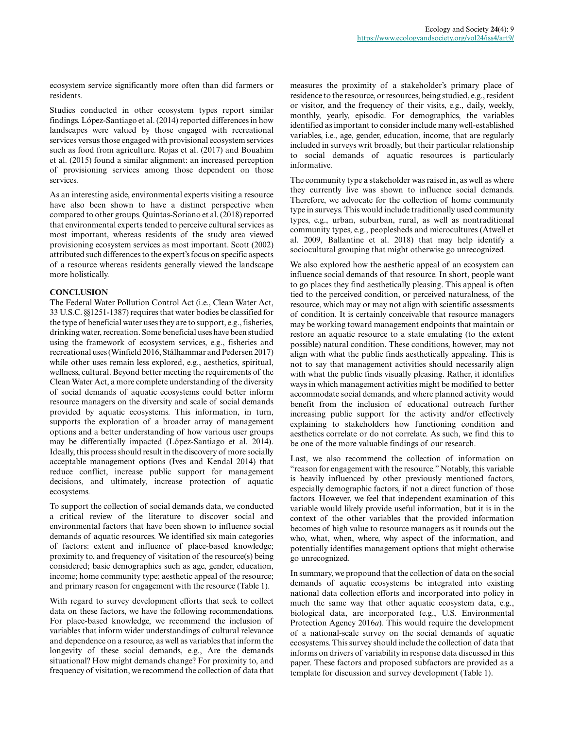ecosystem service significantly more often than did farmers or residents.

Studies conducted in other ecosystem types report similar findings. López-Santiago et al. (2014) reported differences in how landscapes were valued by those engaged with recreational services versus those engaged with provisional ecosystem services such as food from agriculture. Rojas et al. (2017) and Bouahim et al. (2015) found a similar alignment: an increased perception of provisioning services among those dependent on those services.

As an interesting aside, environmental experts visiting a resource have also been shown to have a distinct perspective when compared to other groups. Quintas-Soriano et al. (2018) reported that environmental experts tended to perceive cultural services as most important, whereas residents of the study area viewed provisioning ecosystem services as most important. Scott (2002) attributed such differences to the expert's focus on specific aspects of a resource whereas residents generally viewed the landscape more holistically.

## CONCLUSION

The Federal Water Pollution Control Act (i.e., Clean Water Act, 33 U.S.C. §§1251-1387) requires that water bodies be classified for the type of beneficial water uses they are to support, e.g., fisheries, drinking water, recreation. Some beneficial uses have been studied using the framework of ecosystem services, e.g., fisheries and recreational uses (Winfield 2016, Stålhammar and Pedersen 2017) while other uses remain less explored, e.g., aesthetics, spiritual, wellness, cultural. Beyond better meeting the requirements of the Clean Water Act, a more complete understanding of the diversity of social demands of aquatic ecosystems could better inform resource managers on the diversity and scale of social demands provided by aquatic ecosystems. This information, in turn, supports the exploration of a broader array of management options and a better understanding of how various user groups may be differentially impacted (López-Santiago et al. 2014). Ideally, this process should result in the discovery of more socially acceptable management options (Ives and Kendal 2014) that reduce conflict, increase public support for management decisions, and ultimately, increase protection of aquatic ecosystems.

To support the collection of social demands data, we conducted a critical review of the literature to discover social and environmental factors that have been shown to influence social demands of aquatic resources. We identified six main categories of factors: extent and influence of place-based knowledge; proximity to, and frequency of visitation of the resource(s) being considered; basic demographics such as age, gender, education, income; home community type; aesthetic appeal of the resource; and primary reason for engagement with the resource (Table 1).

With regard to survey development efforts that seek to collect data on these factors, we have the following recommendations. For place-based knowledge, we recommend the inclusion of variables that inform wider understandings of cultural relevance and dependence on a resource, as well as variables that inform the longevity of these social demands, e.g., Are the demands situational? How might demands change? For proximity to, and frequency of visitation, we recommend the collection of data that measures the proximity of a stakeholder's primary place of residence to the resource, or resources, being studied, e.g., resident or visitor, and the frequency of their visits, e.g., daily, weekly, monthly, yearly, episodic. For demographics, the variables identified as important to consider include many well-established variables, i.e., age, gender, education, income, that are regularly included in surveys writ broadly, but their particular relationship to social demands of aquatic resources is particularly informative.

The community type a stakeholder was raised in, as well as where they currently live was shown to influence social demands. Therefore, we advocate for the collection of home community type in surveys. This would include traditionally used community types, e.g., urban, suburban, rural, as well as nontraditional community types, e.g., peoplesheds and microcultures (Atwell et al. 2009, Ballantine et al. 2018) that may help identify a sociocultural grouping that might otherwise go unrecognized.

We also explored how the aesthetic appeal of an ecosystem can influence social demands of that resource. In short, people want to go places they find aesthetically pleasing. This appeal is often tied to the perceived condition, or perceived naturalness, of the resource, which may or may not align with scientific assessments of condition. It is certainly conceivable that resource managers may be working toward management endpoints that maintain or restore an aquatic resource to a state emulating (to the extent possible) natural condition. These conditions, however, may not align with what the public finds aesthetically appealing. This is not to say that management activities should necessarily align with what the public finds visually pleasing. Rather, it identifies ways in which management activities might be modified to better accommodate social demands, and where planned activity would benefit from the inclusion of educational outreach further increasing public support for the activity and/or effectively explaining to stakeholders how functioning condition and aesthetics correlate or do not correlate. As such, we find this to be one of the more valuable findings of our research.

Last, we also recommend the collection of information on "reason for engagement with the resource." Notably, this variable is heavily influenced by other previously mentioned factors, especially demographic factors, if not a direct function of those factors. However, we feel that independent examination of this variable would likely provide useful information, but it is in the context of the other variables that the provided information becomes of high value to resource managers as it rounds out the who, what, when, where, why aspect of the information, and potentially identifies management options that might otherwise go unrecognized.

In summary, we propound that the collection of data on the social demands of aquatic ecosystems be integrated into existing national data collection efforts and incorporated into policy in much the same way that other aquatic ecosystem data, e.g., biological data, are incorporated (e.g., U.S. Environmental Protection Agency 2016*a*). This would require the development of a national-scale survey on the social demands of aquatic ecosystems. This survey should include the collection of data that informs on drivers of variability in response data discussed in this paper. These factors and proposed subfactors are provided as a template for discussion and survey development (Table 1).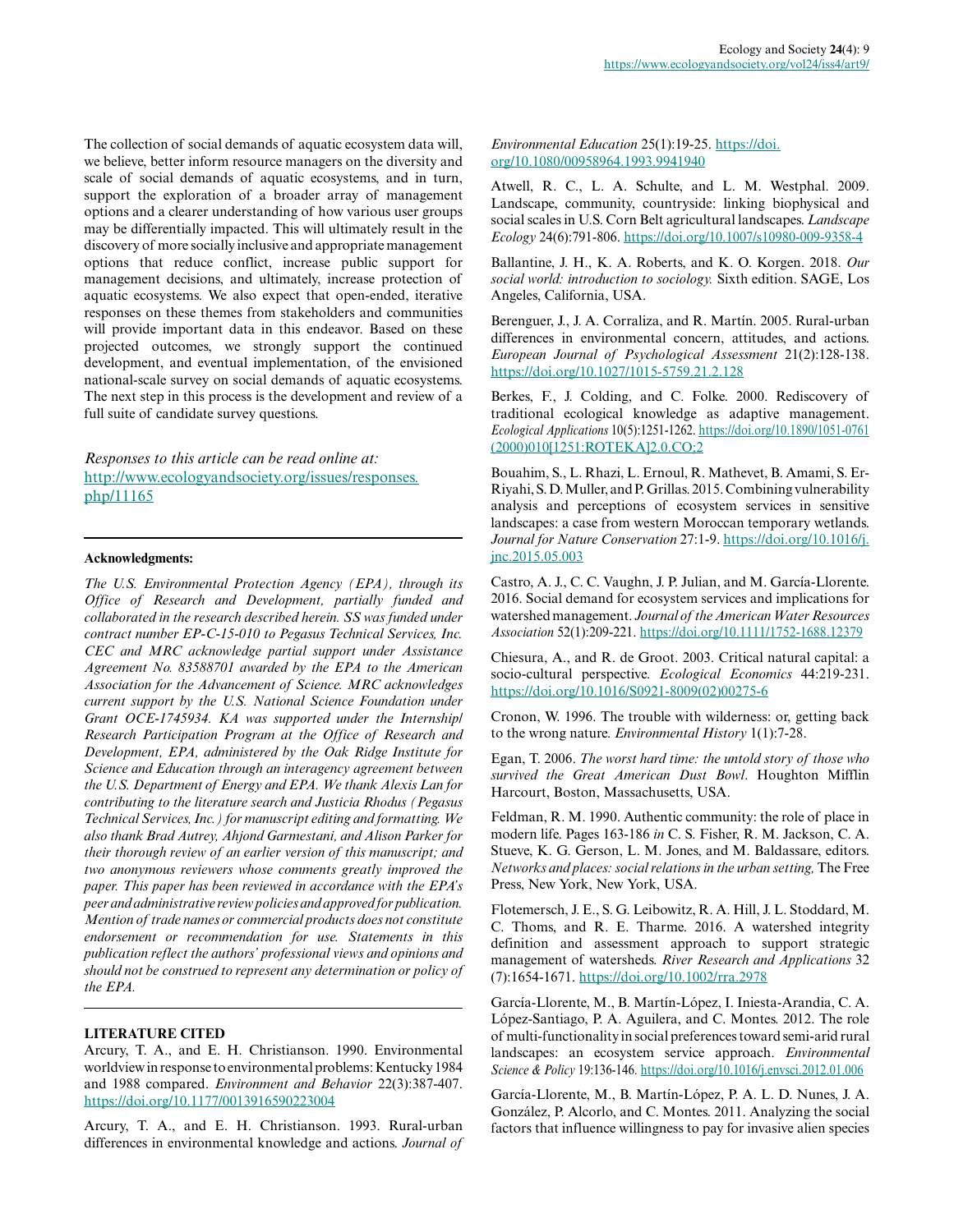The collection of social demands of aquatic ecosystem data will, we believe, better inform resource managers on the diversity and scale of social demands of aquatic ecosystems, and in turn, support the exploration of a broader array of management options and a clearer understanding of how various user groups may be differentially impacted. This will ultimately result in the discovery of more socially inclusive and appropriate management options that reduce conflict, increase public support for management decisions, and ultimately, increase protection of aquatic ecosystems. We also expect that open-ended, iterative responses on these themes from stakeholders and communities will provide important data in this endeavor. Based on these projected outcomes, we strongly support the continued development, and eventual implementation, of the envisioned national-scale survey on social demands of aquatic ecosystems. The next step in this process is the development and review of a full suite of candidate survey questions.

*Responses to this article can be read online at:*
http://www.ecologyandsociety.org/issues/responses.php/11165

**Acknowledgments:**

*The U.S. Environmental Protection Agency (EPA), through its Office of Research and Development, partially funded and collaborated in the research described herein. SS was funded under contract number EP-C-15-010 to Pegasus Technical Services, Inc. CEC and MRC acknowledge partial support under Assistance Agreement No. 83588701 awarded by the EPA to the American Association for the Advancement of Science. MRC acknowledges current support by the U.S. National Science Foundation under Grant OCE-1745934. KA was supported under the Internship/Research Participation Program at the Office of Research and Development, EPA, administered by the Oak Ridge Institute for Science and Education through an interagency agreement between the U.S. Department of Energy and EPA. We thank Alexis Lan for contributing to the literature search and Justicia Rhodus (Pegasus Technical Services, Inc.) for manuscript editing and formatting. We also thank Brad Autrey, Ahjond Garmestani, and Alison Parker for their thorough review of an earlier version of this manuscript; and two anonymous reviewers whose comments greatly improved the paper. This paper has been reviewed in accordance with the EPA's peer and administrative review policies and approved for publication. Mention of trade names or commercial products does not constitute endorsement or recommendation for use. Statements in this publication reflect the authors' professional views and opinions and should not be construed to represent any determination or policy of the EPA.*

## LITERATURE CITED

Arcury, T. A., and E. H. Christianson. 1990. Environmental worldview in response to environmental problems: Kentucky 1984 and 1988 compared. *Environment and Behavior* 22(3):387-407. https://doi.org/10.1177/0013916590223004

Arcury, T. A., and E. H. Christianson. 1993. Rural-urban differences in environmental knowledge and actions. *Journal of Environmental Education* 25(1):19-25. https://doi.org/10.1080/00958964.1993.9941940

Atwell, R. C., L. A. Schulte, and L. M. Westphal. 2009. Landscape, community, countryside: linking biophysical and social scales in U.S. Corn Belt agricultural landscapes. *Landscape Ecology* 24(6):791-806. https://doi.org/10.1007/s10980-009-9358-4

Ballantine, J. H., K. A. Roberts, and K. O. Korgen. 2018. *Our social world: introduction to sociology.* Sixth edition. SAGE, Los Angeles, California, USA.

Berenguer, J., J. A. Corraliza, and R. Martín. 2005. Rural-urban differences in environmental concern, attitudes, and actions. *European Journal of Psychological Assessment* 21(2):128-138. https://doi.org/10.1027/1015-5759.21.2.128

Berkes, F., J. Colding, and C. Folke. 2000. Rediscovery of traditional ecological knowledge as adaptive management. *Ecological Applications* 10(5):1251-1262. https://doi.org/10.1890/1051-0761(2000)010[1251:ROTEKA]2.0.CO;2

Bouahim, S., L. Rhazi, L. Ernoul, R. Mathevet, B. Amami, S. Er-Riyahi, S. D. Muller, and P. Grillas. 2015. Combining vulnerability analysis and perceptions of ecosystem services in sensitive landscapes: a case from western Moroccan temporary wetlands. *Journal for Nature Conservation* 27:1-9. https://doi.org/10.1016/j.jnc.2015.05.003

Castro, A. J., C. C. Vaughn, J. P. Julian, and M. García-Llorente. 2016. Social demand for ecosystem services and implications for watershed management. *Journal of the American Water Resources Association* 52(1):209-221. https://doi.org/10.1111/1752-1688.12379

Chiesura, A., and R. de Groot. 2003. Critical natural capital: a socio-cultural perspective. *Ecological Economics* 44:219-231. https://doi.org/10.1016/S0921-8009(02)00275-6

Cronon, W. 1996. The trouble with wilderness: or, getting back to the wrong nature. *Environmental History* 1(1):7-28.

Egan, T. 2006. *The worst hard time: the untold story of those who survived the Great American Dust Bowl*. Houghton Mifflin Harcourt, Boston, Massachusetts, USA.

Feldman, R. M. 1990. Authentic community: the role of place in modern life. Pages 163-186 *in* C. S. Fisher, R. M. Jackson, C. A. Stueve, K. G. Gerson, L. M. Jones, and M. Baldassare, editors. *Networks and places: social relations in the urban setting,* The Free Press, New York, New York, USA.

Flotemersch, J. E., S. G. Leibowitz, R. A. Hill, J. L. Stoddard, M. C. Thoms, and R. E. Tharme. 2016. A watershed integrity definition and assessment approach to support strategic management of watersheds. *River Research and Applications* 32(7):1654-1671. https://doi.org/10.1002/rra.2978

García-Llorente, M., B. Martín-López, I. Iniesta-Arandia, C. A. López-Santiago, P. A. Aguilera, and C. Montes. 2012. The role of multi-functionality in social preferences toward semi-arid rural landscapes: an ecosystem service approach. *Environmental Science & Policy* 19:136-146. https://doi.org/10.1016/j.envsci.2012.01.006

García-Llorente, M., B. Martín-López, P. A. L. D. Nunes, J. A. González, P. Alcorlo, and C. Montes. 2011. Analyzing the social factors that influence willingness to pay for invasive alien species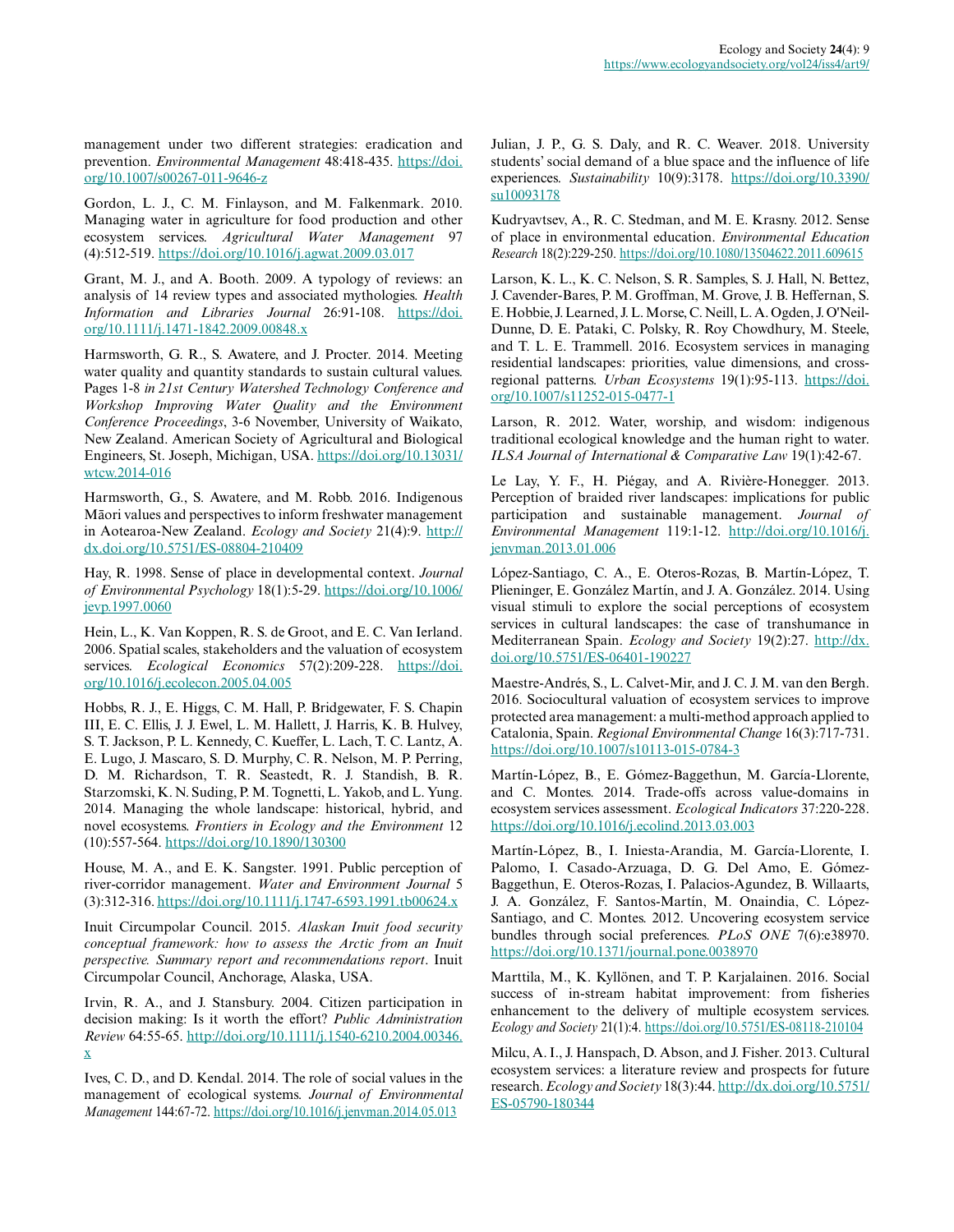management under two different strategies: eradication and prevention. *Environmental Management* 48:418-435. https://doi.org/10.1007/s00267-011-9646-z

Gordon, L. J., C. M. Finlayson, and M. Falkenmark. 2010. Managing water in agriculture for food production and other ecosystem services. *Agricultural Water Management* 97 (4):512-519. https://doi.org/10.1016/j.agwat.2009.03.017

Grant, M. J., and A. Booth. 2009. A typology of reviews: an analysis of 14 review types and associated mythologies. *Health Information and Libraries Journal* 26:91-108. https://doi.org/10.1111/j.1471-1842.2009.00848.x

Harmsworth, G. R., S. Awatere, and J. Procter. 2014. Meeting water quality and quantity standards to sustain cultural values. Pages 1-8 *in 21st Century Watershed Technology Conference and Workshop Improving Water Quality and the Environment Conference Proceedings*, 3-6 November, University of Waikato, New Zealand. American Society of Agricultural and Biological Engineers, St. Joseph, Michigan, USA. https://doi.org/10.13031/wtcw.2014-016

Harmsworth, G., S. Awatere, and M. Robb. 2016. Indigenous Māori values and perspectives to inform freshwater management in Aotearoa-New Zealand. *Ecology and Society* 21(4):9. http://dx.doi.org/10.5751/ES-08804-210409

Hay, R. 1998. Sense of place in developmental context. *Journal of Environmental Psychology* 18(1):5-29. https://doi.org/10.1006/jevp.1997.0060

Hein, L., K. Van Koppen, R. S. de Groot, and E. C. Van Ierland. 2006. Spatial scales, stakeholders and the valuation of ecosystem services. *Ecological Economics* 57(2):209-228. https://doi.org/10.1016/j.ecolecon.2005.04.005

Hobbs, R. J., E. Higgs, C. M. Hall, P. Bridgewater, F. S. Chapin III, E. C. Ellis, J. J. Ewel, L. M. Hallett, J. Harris, K. B. Hulvey, S. T. Jackson, P. L. Kennedy, C. Kueffer, L. Lach, T. C. Lantz, A. E. Lugo, J. Mascaro, S. D. Murphy, C. R. Nelson, M. P. Perring, D. M. Richardson, T. R. Seastedt, R. J. Standish, B. R. Starzomski, K. N. Suding, P. M. Tognetti, L. Yakob, and L. Yung. 2014. Managing the whole landscape: historical, hybrid, and novel ecosystems. *Frontiers in Ecology and the Environment* 12 (10):557-564. https://doi.org/10.1890/130300

House, M. A., and E. K. Sangster. 1991. Public perception of river-corridor management. *Water and Environment Journal* 5 (3):312-316. https://doi.org/10.1111/j.1747-6593.1991.tb00624.x

Inuit Circumpolar Council. 2015. *Alaskan Inuit food security conceptual framework: how to assess the Arctic from an Inuit perspective. Summary report and recommendations report*. Inuit Circumpolar Council, Anchorage, Alaska, USA.

Irvin, R. A., and J. Stansbury. 2004. Citizen participation in decision making: Is it worth the effort? *Public Administration Review* 64:55-65. http://doi.org/10.1111/j.1540-6210.2004.00346.x

Ives, C. D., and D. Kendal. 2014. The role of social values in the management of ecological systems. *Journal of Environmental Management* 144:67-72. https://doi.org/10.1016/j.jenvman.2014.05.013

Julian, J. P., G. S. Daly, and R. C. Weaver. 2018. University students' social demand of a blue space and the influence of life experiences. *Sustainability* 10(9):3178. https://doi.org/10.3390/su10093178

Kudryavtsev, A., R. C. Stedman, and M. E. Krasny. 2012. Sense of place in environmental education. *Environmental Education Research* 18(2):229-250. https://doi.org/10.1080/13504622.2011.609615

Larson, K. L., K. C. Nelson, S. R. Samples, S. J. Hall, N. Bettez, J. Cavender-Bares, P. M. Groffman, M. Grove, J. B. Heffernan, S. E. Hobbie, J. Learned, J. L. Morse, C. Neill, L. A. Ogden, J. O'Neil-Dunne, D. E. Pataki, C. Polsky, R. Roy Chowdhury, M. Steele, and T. L. E. Trammell. 2016. Ecosystem services in managing residential landscapes: priorities, value dimensions, and cross-regional patterns. *Urban Ecosystems* 19(1):95-113. https://doi.org/10.1007/s11252-015-0477-1

Larson, R. 2012. Water, worship, and wisdom: indigenous traditional ecological knowledge and the human right to water. *ILSA Journal of International & Comparative Law* 19(1):42-67.

Le Lay, Y. F., H. Piégay, and A. Rivière-Honegger. 2013. Perception of braided river landscapes: implications for public participation and sustainable management. *Journal of Environmental Management* 119:1-12. http://doi.org/10.1016/j.jenvman.2013.01.006

López-Santiago, C. A., E. Oteros-Rozas, B. Martín-López, T. Plieninger, E. González Martín, and J. A. González. 2014. Using visual stimuli to explore the social perceptions of ecosystem services in cultural landscapes: the case of transhumance in Mediterranean Spain. *Ecology and Society* 19(2):27. http://dx.doi.org/10.5751/ES-06401-190227

Maestre-Andrés, S., L. Calvet-Mir, and J. C. J. M. van den Bergh. 2016. Sociocultural valuation of ecosystem services to improve protected area management: a multi-method approach applied to Catalonia, Spain. *Regional Environmental Change* 16(3):717-731. https://doi.org/10.1007/s10113-015-0784-3

Martín-López, B., E. Gómez-Baggethun, M. García-Llorente, and C. Montes. 2014. Trade-offs across value-domains in ecosystem services assessment. *Ecological Indicators* 37:220-228. https://doi.org/10.1016/j.ecolind.2013.03.003

Martín-López, B., I. Iniesta-Arandia, M. García-Llorente, I. Palomo, I. Casado-Arzuaga, D. G. Del Amo, E. Gómez-Baggethun, E. Oteros-Rozas, I. Palacios-Agundez, B. Willaarts, J. A. González, F. Santos-Martín, M. Onaindia, C. López-Santiago, and C. Montes. 2012. Uncovering ecosystem service bundles through social preferences. *PLoS ONE* 7(6):e38970. https://doi.org/10.1371/journal.pone.0038970

Marttila, M., K. Kyllönen, and T. P. Karjalainen. 2016. Social success of in-stream habitat improvement: from fisheries enhancement to the delivery of multiple ecosystem services. *Ecology and Society* 21(1):4. https://doi.org/10.5751/ES-08118-210104

Milcu, A. I., J. Hanspach, D. Abson, and J. Fisher. 2013. Cultural ecosystem services: a literature review and prospects for future research. *Ecology and Society* 18(3):44. http://dx.doi.org/10.5751/ES-05790-180344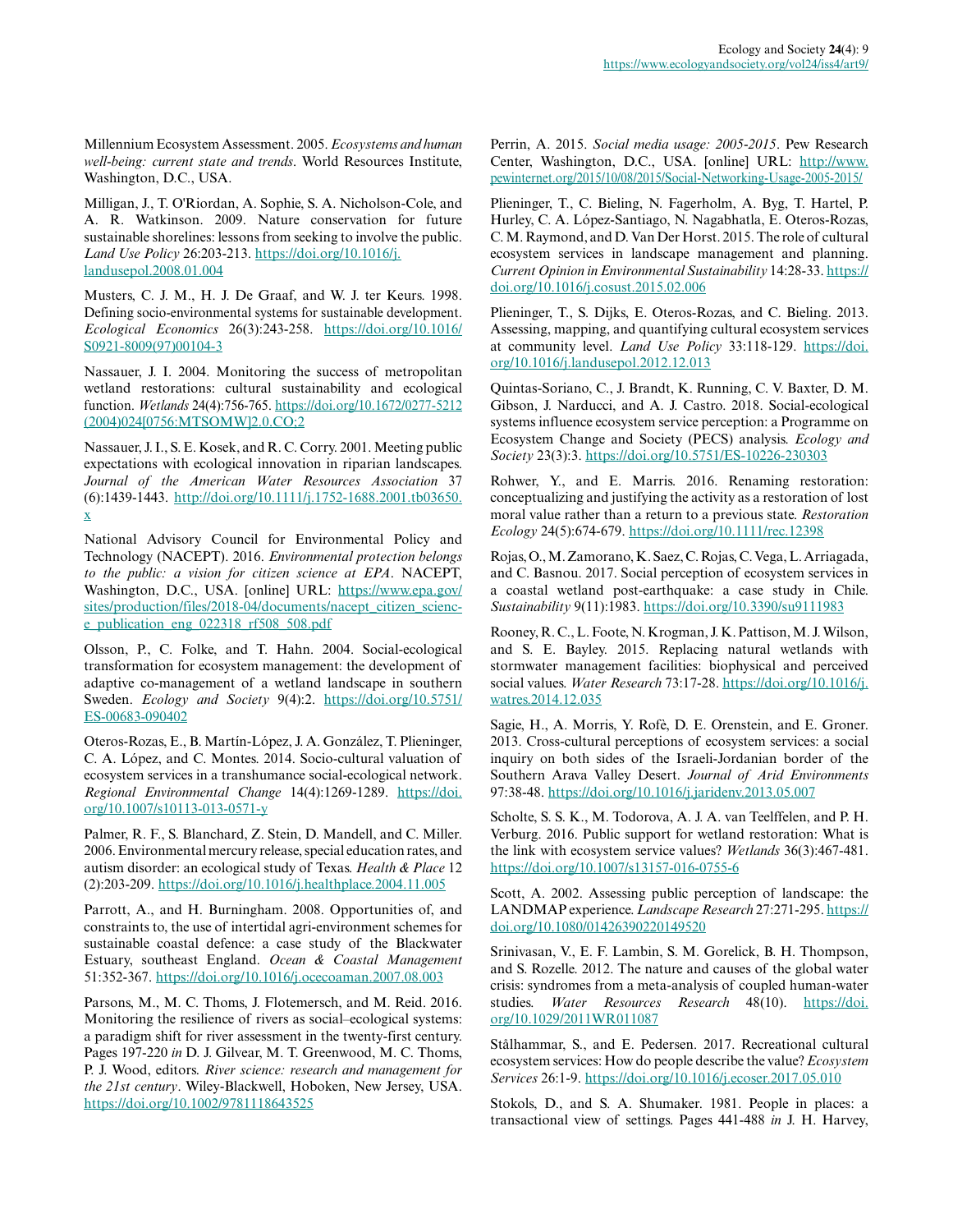Millennium Ecosystem Assessment. 2005. *Ecosystems and human well-being: current state and trends*. World Resources Institute, Washington, D.C., USA.

Milligan, J., T. O'Riordan, A. Sophie, S. A. Nicholson-Cole, and A. R. Watkinson. 2009. Nature conservation for future sustainable shorelines: lessons from seeking to involve the public. *Land Use Policy* 26:203-213. https://doi.org/10.1016/j.landusepol.2008.01.004

Musters, C. J. M., H. J. De Graaf, and W. J. ter Keurs. 1998. Defining socio-environmental systems for sustainable development. *Ecological Economics* 26(3):243-258. https://doi.org/10.1016/S0921-8009(97)00104-3

Nassauer, J. I. 2004. Monitoring the success of metropolitan wetland restorations: cultural sustainability and ecological function. *Wetlands* 24(4):756-765. https://doi.org/10.1672/0277-5212(2004)024[0756:MTSOMW]2.0.CO;2

Nassauer, J. I., S. E. Kosek, and R. C. Corry. 2001. Meeting public expectations with ecological innovation in riparian landscapes. *Journal of the American Water Resources Association* 37(6):1439-1443. http://doi.org/10.1111/j.1752-1688.2001.tb03650.x

National Advisory Council for Environmental Policy and Technology (NACEPT). 2016. *Environmental protection belongs to the public: a vision for citizen science at EPA*. NACEPT, Washington, D.C., USA. [online] URL: https://www.epa.gov/sites/production/files/2018-04/documents/nacept_citizen_science_publication_eng_022318_rf508_508.pdf

Olsson, P., C. Folke, and T. Hahn. 2004. Social-ecological transformation for ecosystem management: the development of adaptive co-management of a wetland landscape in southern Sweden. *Ecology and Society* 9(4):2. https://doi.org/10.5751/ES-00683-090402

Oteros-Rozas, E., B. Martín-López, J. A. González, T. Plieninger, C. A. López, and C. Montes. 2014. Socio-cultural valuation of ecosystem services in a transhumance social-ecological network. *Regional Environmental Change* 14(4):1269-1289. https://doi.org/10.1007/s10113-013-0571-y

Palmer, R. F., S. Blanchard, Z. Stein, D. Mandell, and C. Miller. 2006. Environmental mercury release, special education rates, and autism disorder: an ecological study of Texas. *Health & Place* 12(2):203-209. https://doi.org/10.1016/j.healthplace.2004.11.005

Parrott, A., and H. Burningham. 2008. Opportunities of, and constraints to, the use of intertidal agri-environment schemes for sustainable coastal defence: a case study of the Blackwater Estuary, southeast England. *Ocean & Coastal Management* 51:352-367. https://doi.org/10.1016/j.ocecoaman.2007.08.003

Parsons, M., M. C. Thoms, J. Flotemersch, and M. Reid. 2016. Monitoring the resilience of rivers as social–ecological systems: a paradigm shift for river assessment in the twenty-first century. Pages 197-220 *in* D. J. Gilvear, M. T. Greenwood, M. C. Thoms, P. J. Wood, editors. *River science: research and management for the 21st century*. Wiley-Blackwell, Hoboken, New Jersey, USA. https://doi.org/10.1002/9781118643525

Perrin, A. 2015. *Social media usage: 2005-2015*. Pew Research Center, Washington, D.C., USA. [online] URL: http://www.pewinternet.org/2015/10/08/2015/Social-Networking-Usage-2005-2015/

Plieninger, T., C. Bieling, N. Fagerholm, A. Byg, T. Hartel, P. Hurley, C. A. López-Santiago, N. Nagabhatla, E. Oteros-Rozas, C. M. Raymond, and D. Van Der Horst. 2015. The role of cultural ecosystem services in landscape management and planning. *Current Opinion in Environmental Sustainability* 14:28-33. https://doi.org/10.1016/j.cosust.2015.02.006

Plieninger, T., S. Dijks, E. Oteros-Rozas, and C. Bieling. 2013. Assessing, mapping, and quantifying cultural ecosystem services at community level. *Land Use Policy* 33:118-129. https://doi.org/10.1016/j.landusepol.2012.12.013

Quintas-Soriano, C., J. Brandt, K. Running, C. V. Baxter, D. M. Gibson, J. Narducci, and A. J. Castro. 2018. Social-ecological systems influence ecosystem service perception: a Programme on Ecosystem Change and Society (PECS) analysis. *Ecology and Society* 23(3):3. https://doi.org/10.5751/ES-10226-230303

Rohwer, Y., and E. Marris. 2016. Renaming restoration: conceptualizing and justifying the activity as a restoration of lost moral value rather than a return to a previous state. *Restoration Ecology* 24(5):674-679. https://doi.org/10.1111/rec.12398

Rojas, O., M. Zamorano, K. Saez, C. Rojas, C. Vega, L. Arriagada, and C. Basnou. 2017. Social perception of ecosystem services in a coastal wetland post-earthquake: a case study in Chile. *Sustainability* 9(11):1983. https://doi.org/10.3390/su9111983

Rooney, R. C., L. Foote, N. Krogman, J. K. Pattison, M. J. Wilson, and S. E. Bayley. 2015. Replacing natural wetlands with stormwater management facilities: biophysical and perceived social values. *Water Research* 73:17-28. https://doi.org/10.1016/j.watres.2014.12.035

Sagie, H., A. Morris, Y. Rofè, D. E. Orenstein, and E. Groner. 2013. Cross-cultural perceptions of ecosystem services: a social inquiry on both sides of the Israeli-Jordanian border of the Southern Arava Valley Desert. *Journal of Arid Environments* 97:38-48. https://doi.org/10.1016/j.jaridenv.2013.05.007

Scholte, S. S. K., M. Todorova, A. J. A. van Teelffelen, and P. H. Verburg. 2016. Public support for wetland restoration: What is the link with ecosystem service values? *Wetlands* 36(3):467-481. https://doi.org/10.1007/s13157-016-0755-6

Scott, A. 2002. Assessing public perception of landscape: the LANDMAP experience. *Landscape Research* 27:271-295. https://doi.org/10.1080/01426390220149520

Srinivasan, V., E. F. Lambin, S. M. Gorelick, B. H. Thompson, and S. Rozelle. 2012. The nature and causes of the global water crisis: syndromes from a meta-analysis of coupled human-water studies. *Water Resources Research* 48(10). https://doi.org/10.1029/2011WR011087

Stålhammar, S., and E. Pedersen. 2017. Recreational cultural ecosystem services: How do people describe the value? *Ecosystem Services* 26:1-9. https://doi.org/10.1016/j.ecoser.2017.05.010

Stokols, D., and S. A. Shumaker. 1981. People in places: a transactional view of settings. Pages 441-488 *in* J. H. Harvey,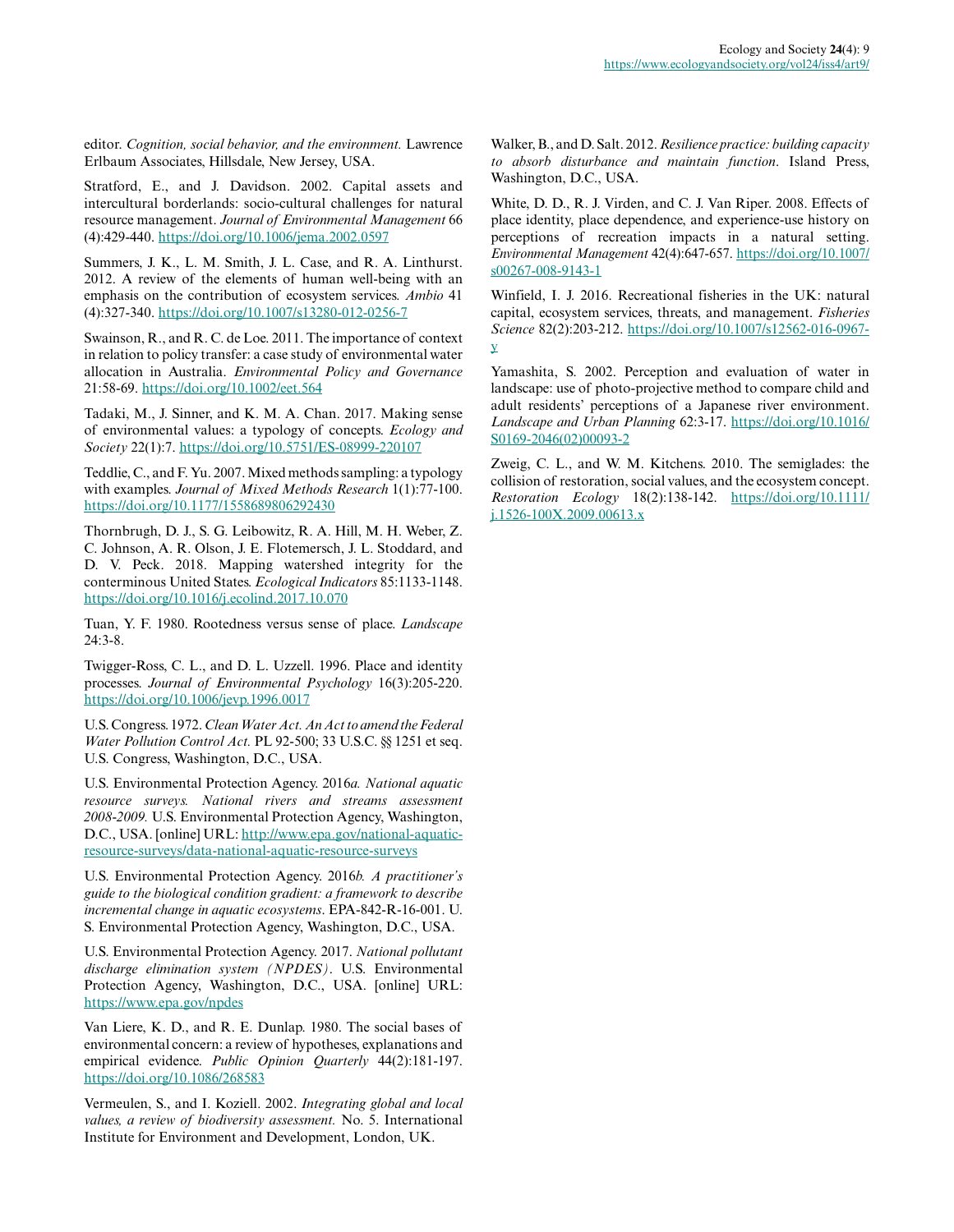editor. *Cognition, social behavior, and the environment.* Lawrence Erlbaum Associates, Hillsdale, New Jersey, USA.

Stratford, E., and J. Davidson. 2002. Capital assets and intercultural borderlands: socio-cultural challenges for natural resource management. *Journal of Environmental Management* 66 (4):429-440. https://doi.org/10.1006/jema.2002.0597

Summers, J. K., L. M. Smith, J. L. Case, and R. A. Linthurst. 2012. A review of the elements of human well-being with an emphasis on the contribution of ecosystem services. *Ambio* 41 (4):327-340. https://doi.org/10.1007/s13280-012-0256-7

Swainson, R., and R. C. de Loe. 2011. The importance of context in relation to policy transfer: a case study of environmental water allocation in Australia. *Environmental Policy and Governance* 21:58-69. https://doi.org/10.1002/eet.564

Tadaki, M., J. Sinner, and K. M. A. Chan. 2017. Making sense of environmental values: a typology of concepts. *Ecology and Society* 22(1):7. https://doi.org/10.5751/ES-08999-220107

Teddlie, C., and F. Yu. 2007. Mixed methods sampling: a typology with examples. *Journal of Mixed Methods Research* 1(1):77-100. https://doi.org/10.1177/1558689806292430

Thornbrugh, D. J., S. G. Leibowitz, R. A. Hill, M. H. Weber, Z. C. Johnson, A. R. Olson, J. E. Flotemersch, J. L. Stoddard, and D. V. Peck. 2018. Mapping watershed integrity for the conterminous United States. *Ecological Indicators* 85:1133-1148. https://doi.org/10.1016/j.ecolind.2017.10.070

Tuan, Y. F. 1980. Rootedness versus sense of place. *Landscape* 24:3-8.

Twigger-Ross, C. L., and D. L. Uzzell. 1996. Place and identity processes. *Journal of Environmental Psychology* 16(3):205-220. https://doi.org/10.1006/jevp.1996.0017

U.S. Congress. 1972. *Clean Water Act. An Act to amend the Federal Water Pollution Control Act.* PL 92-500; 33 U.S.C. §§ 1251 et seq. U.S. Congress, Washington, D.C., USA.

U.S. Environmental Protection Agency. 2016*a. National aquatic resource surveys. National rivers and streams assessment 2008-2009.* U.S. Environmental Protection Agency, Washington, D.C., USA. [online] URL: http://www.epa.gov/national-aquatic-resource-surveys/data-national-aquatic-resource-surveys

U.S. Environmental Protection Agency. 2016*b. A practitioner's guide to the biological condition gradient: a framework to describe incremental change in aquatic ecosystems*. EPA-842-R-16-001. U. S. Environmental Protection Agency, Washington, D.C., USA.

U.S. Environmental Protection Agency. 2017. *National pollutant discharge elimination system (NPDES)*. U.S. Environmental Protection Agency, Washington, D.C., USA. [online] URL: https://www.epa.gov/npdes

Van Liere, K. D., and R. E. Dunlap. 1980. The social bases of environmental concern: a review of hypotheses, explanations and empirical evidence. *Public Opinion Quarterly* 44(2):181-197. https://doi.org/10.1086/268583

Vermeulen, S., and I. Koziell. 2002. *Integrating global and local values, a review of biodiversity assessment.* No. 5. International Institute for Environment and Development, London, UK.

Walker, B., and D. Salt. 2012. *Resilience practice: building capacity to absorb disturbance and maintain function*. Island Press, Washington, D.C., USA.

White, D. D., R. J. Virden, and C. J. Van Riper. 2008. Effects of place identity, place dependence, and experience-use history on perceptions of recreation impacts in a natural setting. *Environmental Management* 42(4):647-657. https://doi.org/10.1007/s00267-008-9143-1

Winfield, I. J. 2016. Recreational fisheries in the UK: natural capital, ecosystem services, threats, and management. *Fisheries Science* 82(2):203-212. https://doi.org/10.1007/s12562-016-0967-y

Yamashita, S. 2002. Perception and evaluation of water in landscape: use of photo-projective method to compare child and adult residents' perceptions of a Japanese river environment. *Landscape and Urban Planning* 62:3-17. https://doi.org/10.1016/S0169-2046(02)00093-2

Zweig, C. L., and W. M. Kitchens. 2010. The semiglades: the collision of restoration, social values, and the ecosystem concept. *Restoration Ecology* 18(2):138-142. https://doi.org/10.1111/j.1526-100X.2009.00613.x